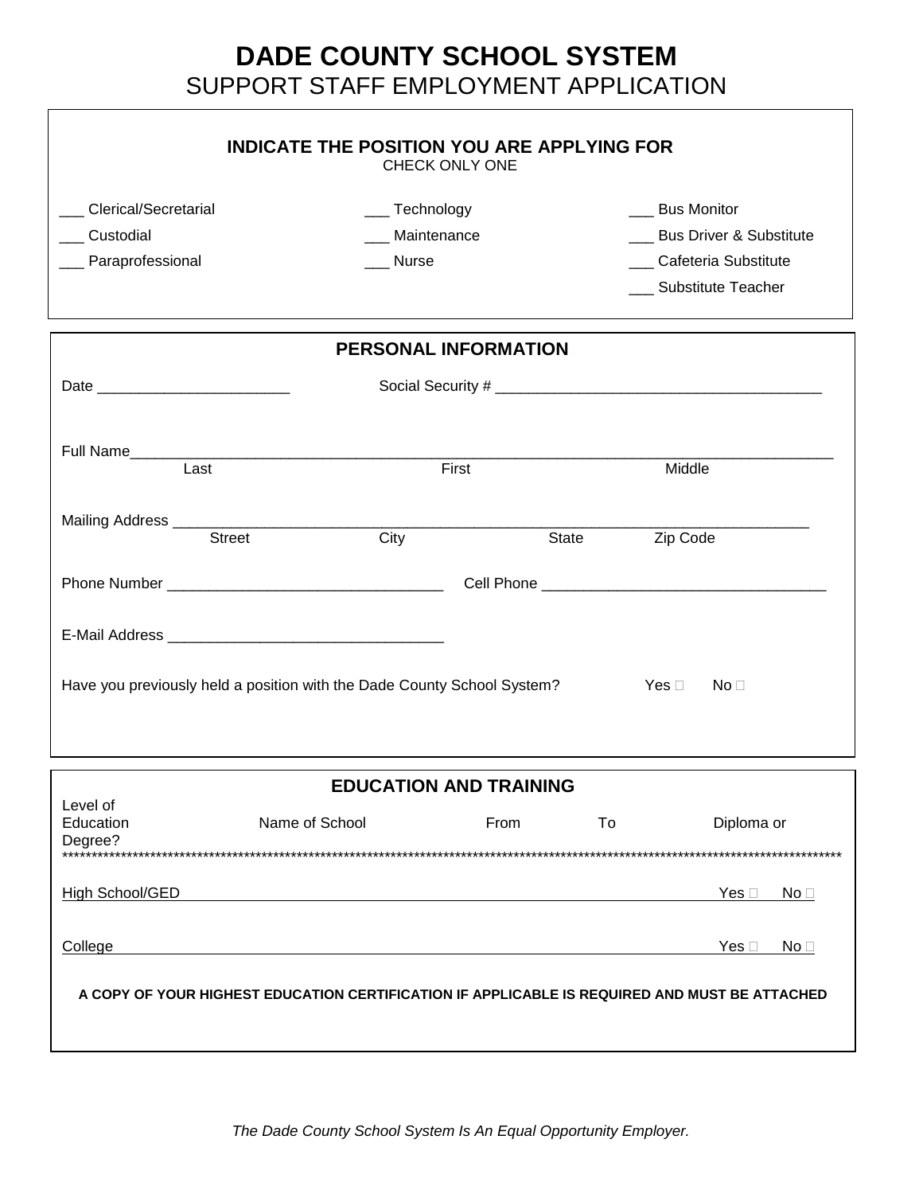# DADE COUNTY SCHOOL SYSTEM

## SUPPORT STAFF EMPLOYMENT APPLICATION

**INDICATE THE POSITION YOU ARE APPLYING FOR**

CHECK ONLY ONE

___ Clerical/Secretarial

___ Custodial

___ Paraprofessional

___ Technology

___ Maintenance

___ Nurse

___ Bus Monitor

___ Bus Driver & Substitute

___ Cafeteria Substitute

___ Substitute Teacher

**PERSONAL INFORMATION**

Date _______________________ Social Security # ______________________________________

Full Name_____________________________________________________________________________________
Last First Middle

Mailing Address ___________________________________________________________________________
Street City State Zip Code

Phone Number _________________________________ Cell Phone _________________________________

E-Mail Address _________________________________

Have you previously held a position with the Dade County School System? Yes ☐ No ☐

**EDUCATION AND TRAINING**

| Level of Education Degree? | Name of School | From | To | Diploma or |
|---|---|---|---|---|
| High School/GED | | | | Yes ☐ No ☐ |
| College | | | | Yes ☐ No ☐ |

**A COPY OF YOUR HIGHEST EDUCATION CERTIFICATION IF APPLICABLE IS REQUIRED AND MUST BE ATTACHED**

*The Dade County School System Is An Equal Opportunity Employer.*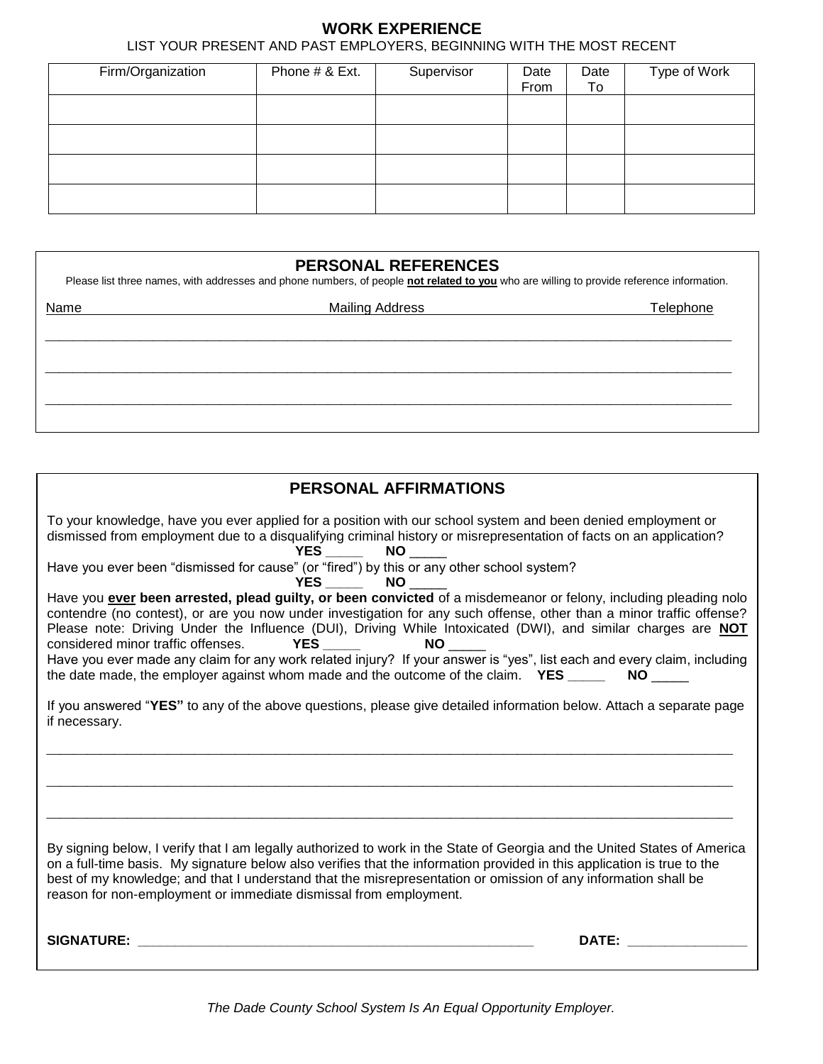## WORK EXPERIENCE

LIST YOUR PRESENT AND PAST EMPLOYERS, BEGINNING WITH THE MOST RECENT

| Firm/Organization | Phone # & Ext. | Supervisor | Date From | Date To | Type of Work |
|---|---|---|---|---|---|
| | | | | | |
| | | | | | |
| | | | | | |
| | | | | | |

## PERSONAL REFERENCES

Please list three names, with addresses and phone numbers, of people **not related to you** who are willing to provide reference information.

Name Mailing Address Telephone

___________________________________________________________________________________________

___________________________________________________________________________________________

___________________________________________________________________________________________

## PERSONAL AFFIRMATIONS

To your knowledge, have you ever applied for a position with our school system and been denied employment or dismissed from employment due to a disqualifying criminal history or misrepresentation of facts on an application?
**YES** _____ **NO** _____

Have you ever been "dismissed for cause" (or "fired") by this or any other school system?
**YES** _____ **NO** _____

Have you **ever been arrested, plead guilty, or been convicted** of a misdemeanor or felony, including pleading nolo contendre (no contest), or are you now under investigation for any such offense, other than a minor traffic offense? Please note: Driving Under the Influence (DUI), Driving While Intoxicated (DWI), and similar charges are **NOT** considered minor traffic offenses. **YES** _____ **NO** _____

Have you ever made any claim for any work related injury? If your answer is "yes", list each and every claim, including the date made, the employer against whom made and the outcome of the claim. **YES** _____ **NO** _____

If you answered "**YES"** to any of the above questions, please give detailed information below. Attach a separate page if necessary.

___________________________________________________________________________________________

___________________________________________________________________________________________

___________________________________________________________________________________________

By signing below, I verify that I am legally authorized to work in the State of Georgia and the United States of America on a full-time basis. My signature below also verifies that the information provided in this application is true to the best of my knowledge; and that I understand that the misrepresentation or omission of any information shall be reason for non-employment or immediate dismissal from employment.

**SIGNATURE:** _______________________________________________________ **DATE:** _______________

*The Dade County School System Is An Equal Opportunity Employer.*